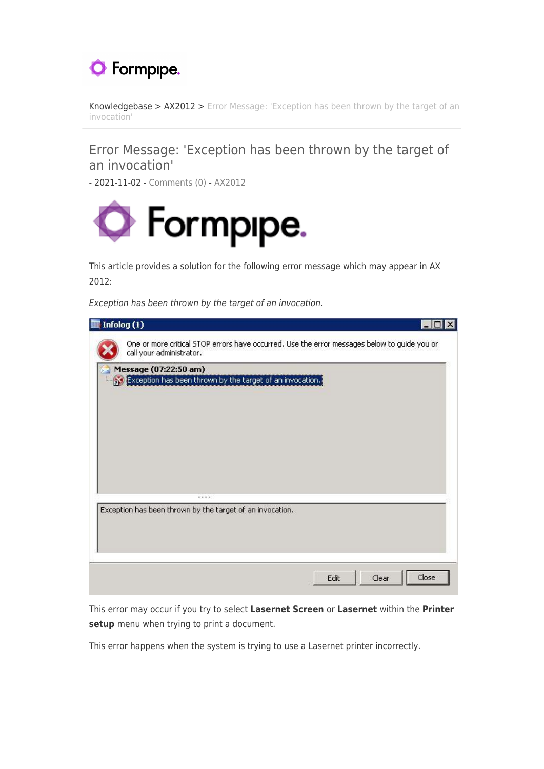Knowledgebase > AX2012 > Error Message: 'Exception has been thrown by the target of an invocation'

# Error Message: 'Exception has been thrown by the target of an invocation'

- 2021-11-02 - Comments (0) - AX2012

This article provides a solution for the following error message which may appear in AX 2012:

*Exception has been thrown by the target of an invocation.*

This error may occur if you try to select **Lasernet Screen** or **Lasernet** within the **Printer setup** menu when trying to print a document.

This error happens when the system is trying to use a Lasernet printer incorrectly.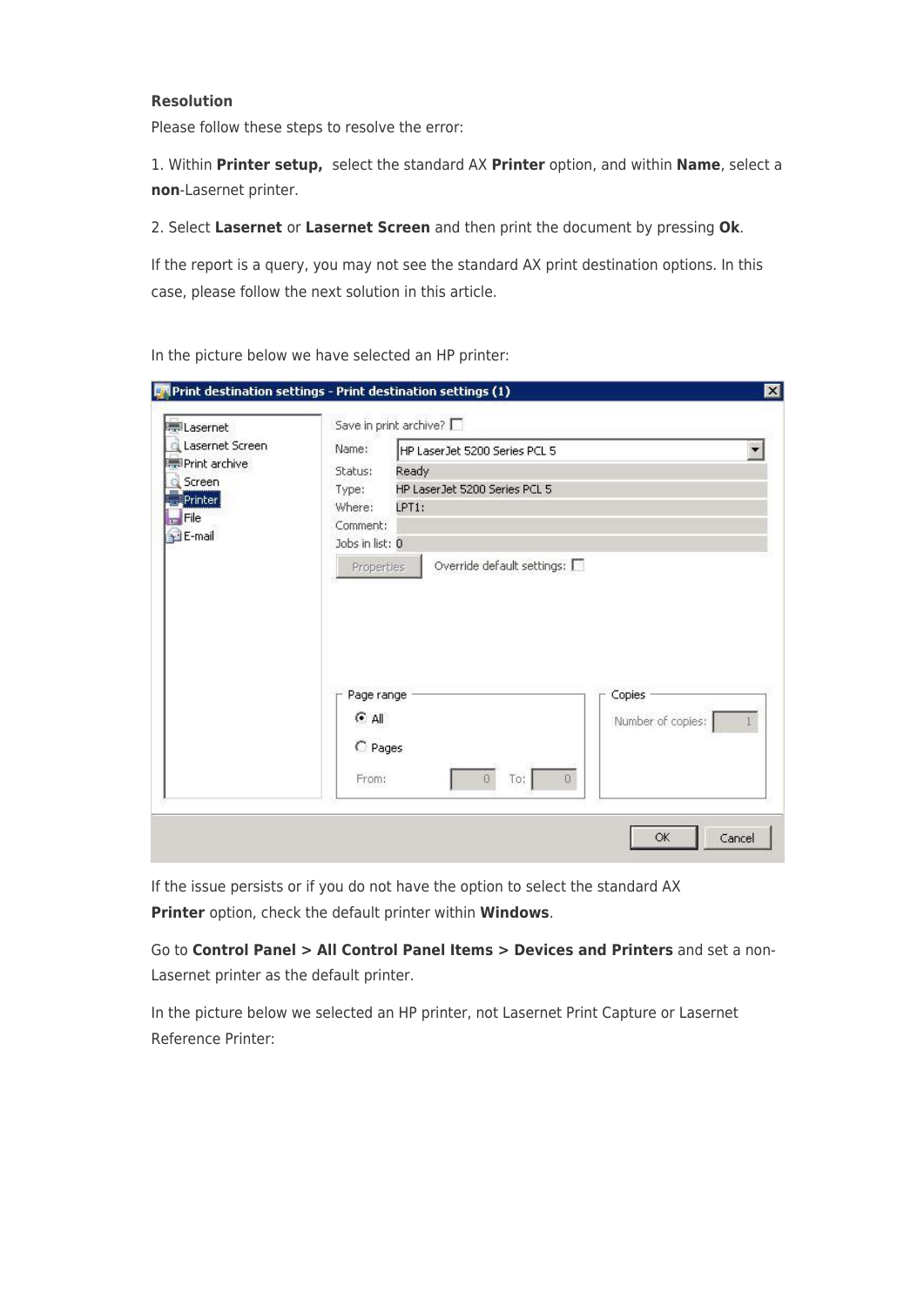**Resolution**

Please follow these steps to resolve the error:

1. Within **Printer setup,** select the standard AX **Printer** option, and within **Name**, select a **non**-Lasernet printer.

2. Select **Lasernet** or **Lasernet Screen** and then print the document by pressing **Ok**.

If the report is a query, you may not see the standard AX print destination options. In this case, please follow the next solution in this article.

In the picture below we have selected an HP printer:

If the issue persists or if you do not have the option to select the standard AX **Printer** option, check the default printer within **Windows**.

Go to **Control Panel > All Control Panel Items > Devices and Printers** and set a non-Lasernet printer as the default printer.

In the picture below we selected an HP printer, not Lasernet Print Capture or Lasernet Reference Printer: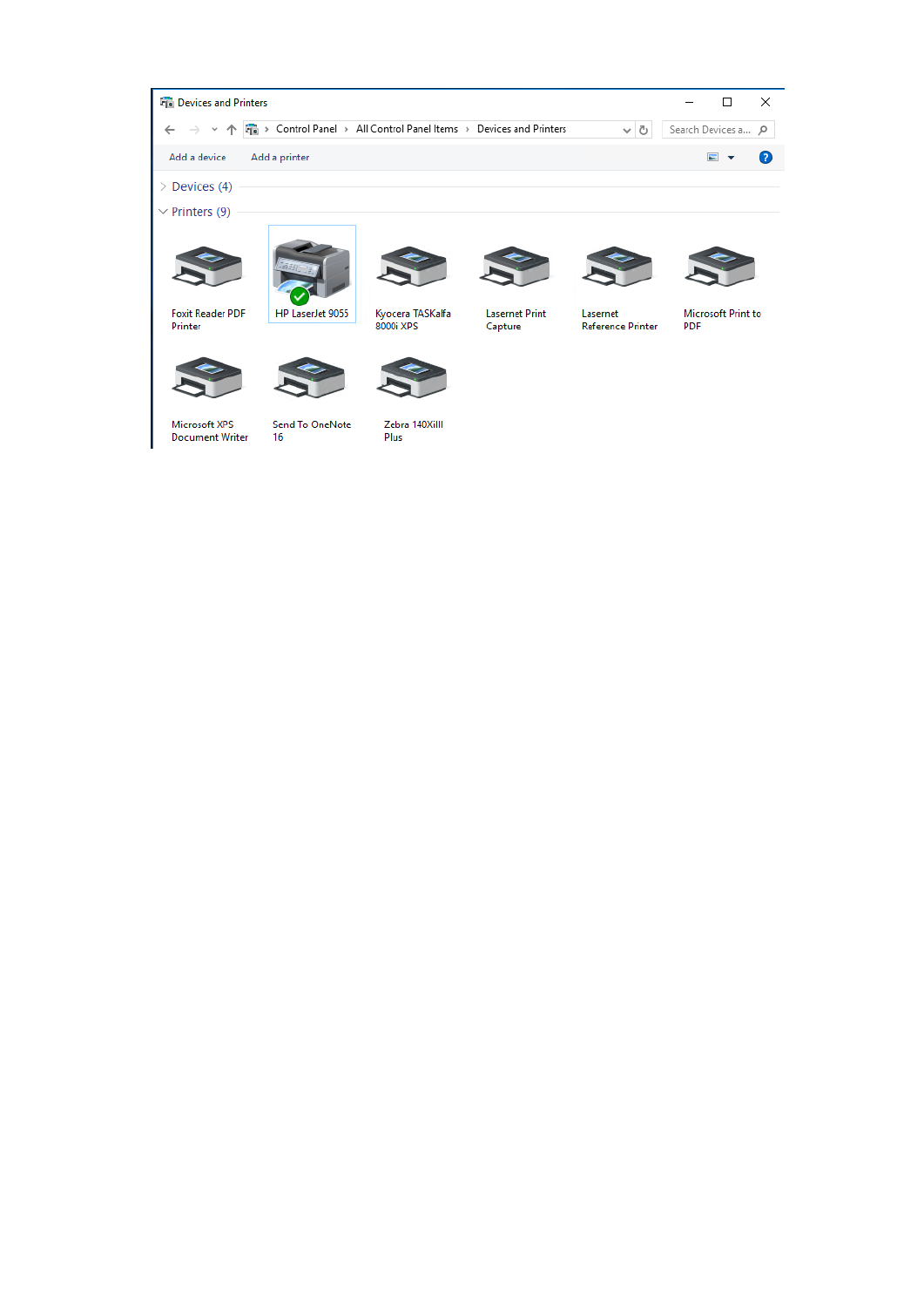Devices and Printers

Control Panel › All Control Panel Items › Devices and Printers

Search Devices a...

Add a device    Add a printer

Devices (4)

Printers (9)

Foxit Reader PDF Printer

HP LaserJet 9055

Kyocera TASKalfa 8000i XPS

Lasernet Print Capture

Lasernet Reference Printer

Microsoft Print to PDF

Microsoft XPS Document Writer

Send To OneNote 16

Zebra 140Xilll Plus